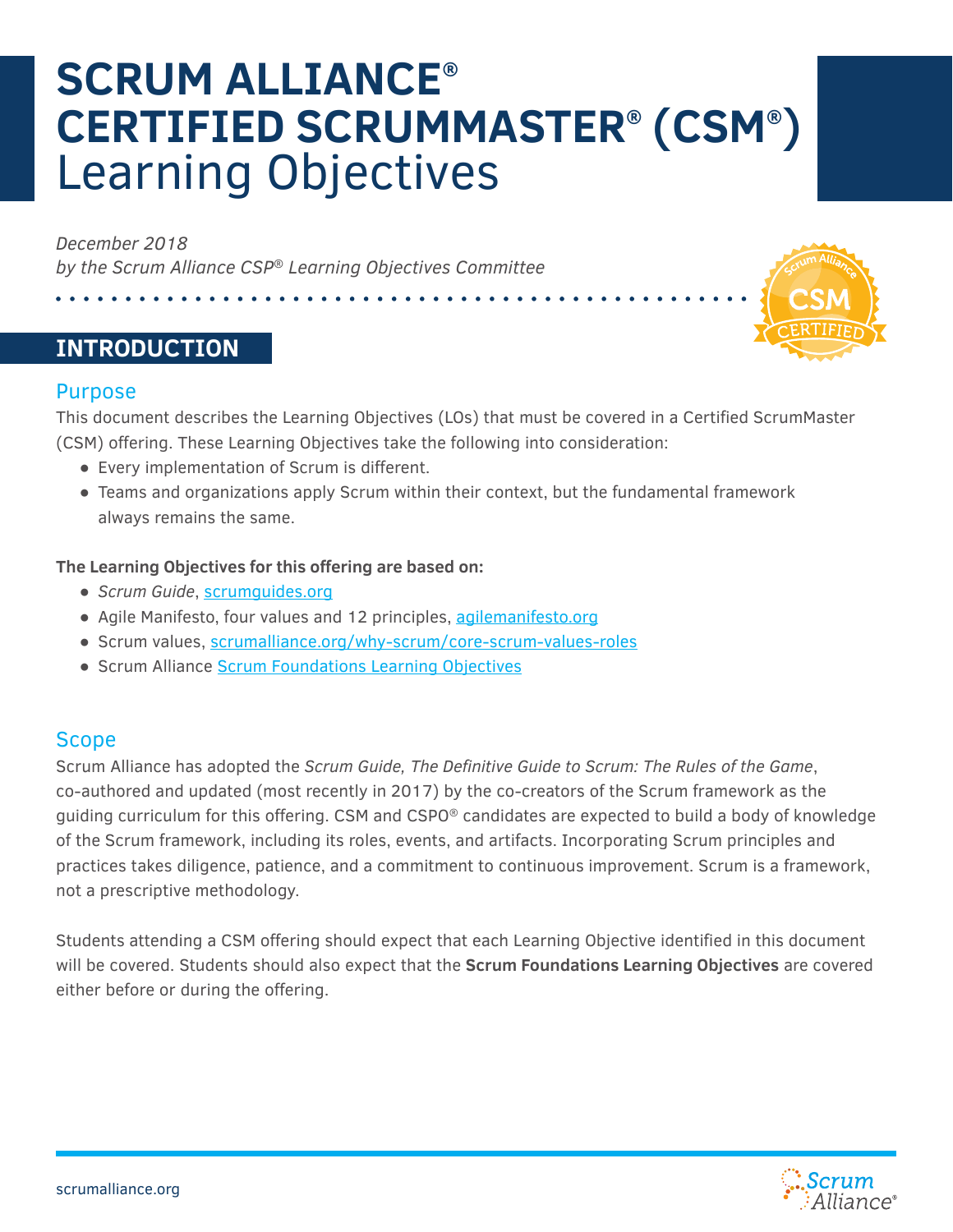# SCRUM ALLIANCE® CERTIFIED SCRUMMASTER® (CSM®) Learning Objectives

*December 2018*
*by the Scrum Alliance CSP® Learning Objectives Committee*

## INTRODUCTION

### Purpose

This document describes the Learning Objectives (LOs) that must be covered in a Certified ScrumMaster (CSM) offering. These Learning Objectives take the following into consideration:

- Every implementation of Scrum is different.
- Teams and organizations apply Scrum within their context, but the fundamental framework always remains the same.

**The Learning Objectives for this offering are based on:**

- *Scrum Guide*, scrumguides.org
- Agile Manifesto, four values and 12 principles, agilemanifesto.org
- Scrum values, scrumalliance.org/why-scrum/core-scrum-values-roles
- Scrum Alliance Scrum Foundations Learning Objectives

### Scope

Scrum Alliance has adopted the *Scrum Guide, The Definitive Guide to Scrum: The Rules of the Game*, co-authored and updated (most recently in 2017) by the co-creators of the Scrum framework as the guiding curriculum for this offering. CSM and CSPO® candidates are expected to build a body of knowledge of the Scrum framework, including its roles, events, and artifacts. Incorporating Scrum principles and practices takes diligence, patience, and a commitment to continuous improvement. Scrum is a framework, not a prescriptive methodology.

Students attending a CSM offering should expect that each Learning Objective identified in this document will be covered. Students should also expect that the **Scrum Foundations Learning Objectives** are covered either before or during the offering.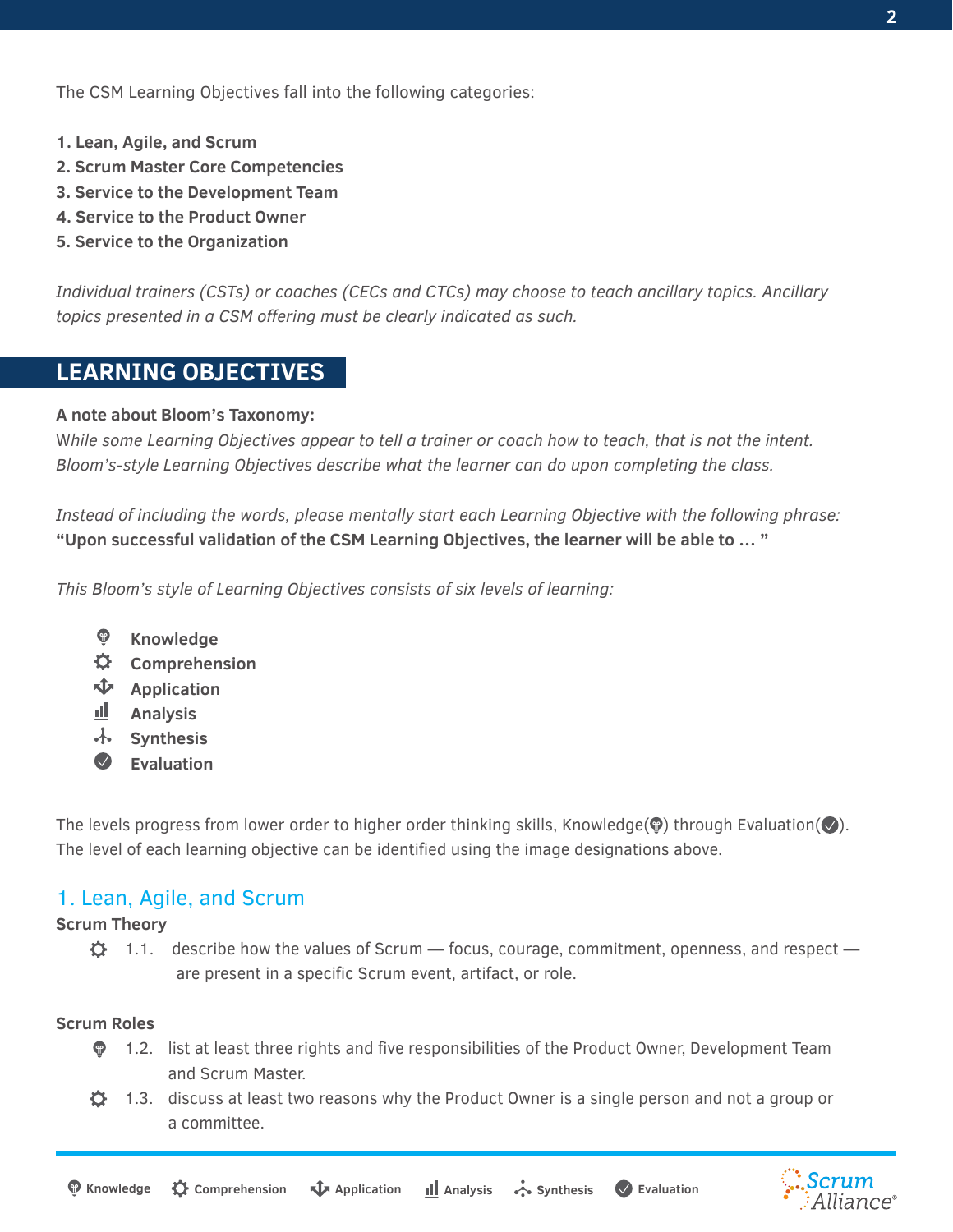The CSM Learning Objectives fall into the following categories:

**1. Lean, Agile, and Scrum**
**2. Scrum Master Core Competencies**
**3. Service to the Development Team**
**4. Service to the Product Owner**
**5. Service to the Organization**

*Individual trainers (CSTs) or coaches (CECs and CTCs) may choose to teach ancillary topics. Ancillary topics presented in a CSM offering must be clearly indicated as such.*

## LEARNING OBJECTIVES

**A note about Bloom's Taxonomy:**
*While some Learning Objectives appear to tell a trainer or coach how to teach, that is not the intent. Bloom's-style Learning Objectives describe what the learner can do upon completing the class.*

*Instead of including the words, please mentally start each Learning Objective with the following phrase:*
**"Upon successful validation of the CSM Learning Objectives, the learner will be able to … "**

*This Bloom's style of Learning Objectives consists of six levels of learning:*

- **Knowledge**
- **Comprehension**
- **Application**
- **Analysis**
- **Synthesis**
- **Evaluation**

The levels progress from lower order to higher order thinking skills, Knowledge through Evaluation. The level of each learning objective can be identified using the image designations above.

### 1. Lean, Agile, and Scrum

**Scrum Theory**

- (Comprehension) 1.1. describe how the values of Scrum — focus, courage, commitment, openness, and respect — are present in a specific Scrum event, artifact, or role.

**Scrum Roles**

- (Knowledge) 1.2. list at least three rights and five responsibilities of the Product Owner, Development Team and Scrum Master.
- (Comprehension) 1.3. discuss at least two reasons why the Product Owner is a single person and not a group or a committee.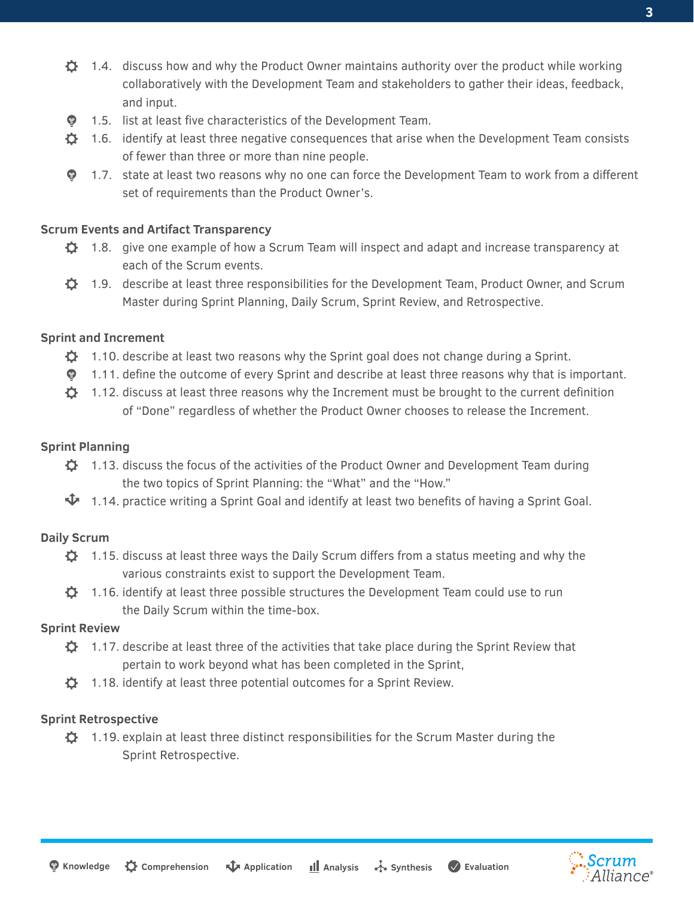- 1.4. discuss how and why the Product Owner maintains authority over the product while working collaboratively with the Development Team and stakeholders to gather their ideas, feedback, and input.
- 1.5. list at least five characteristics of the Development Team.
- 1.6. identify at least three negative consequences that arise when the Development Team consists of fewer than three or more than nine people.
- 1.7. state at least two reasons why no one can force the Development Team to work from a different set of requirements than the Product Owner's.

### Scrum Events and Artifact Transparency

- 1.8. give one example of how a Scrum Team will inspect and adapt and increase transparency at each of the Scrum events.
- 1.9. describe at least three responsibilities for the Development Team, Product Owner, and Scrum Master during Sprint Planning, Daily Scrum, Sprint Review, and Retrospective.

### Sprint and Increment

- 1.10. describe at least two reasons why the Sprint goal does not change during a Sprint.
- 1.11. define the outcome of every Sprint and describe at least three reasons why that is important.
- 1.12. discuss at least three reasons why the Increment must be brought to the current definition of "Done" regardless of whether the Product Owner chooses to release the Increment.

### Sprint Planning

- 1.13. discuss the focus of the activities of the Product Owner and Development Team during the two topics of Sprint Planning: the "What" and the "How."
- 1.14. practice writing a Sprint Goal and identify at least two benefits of having a Sprint Goal.

### Daily Scrum

- 1.15. discuss at least three ways the Daily Scrum differs from a status meeting and why the various constraints exist to support the Development Team.
- 1.16. identify at least three possible structures the Development Team could use to run the Daily Scrum within the time-box.

### Sprint Review

- 1.17. describe at least three of the activities that take place during the Sprint Review that pertain to work beyond what has been completed in the Sprint,
- 1.18. identify at least three potential outcomes for a Sprint Review.

### Sprint Retrospective

- 1.19. explain at least three distinct responsibilities for the Scrum Master during the Sprint Retrospective.

Knowledge · Comprehension · Application · Analysis · Synthesis · Evaluation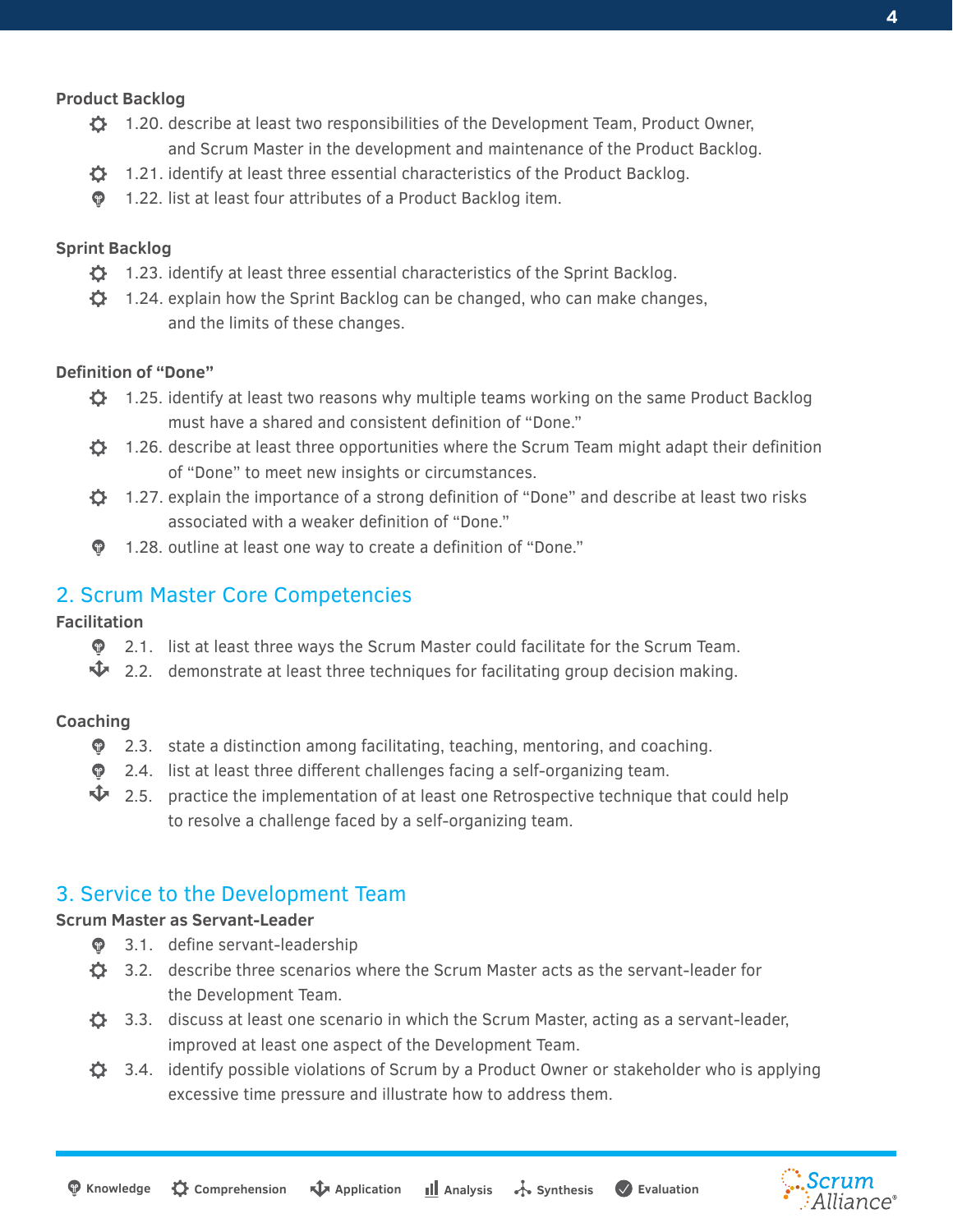### Product Backlog

- 1.20. describe at least two responsibilities of the Development Team, Product Owner, and Scrum Master in the development and maintenance of the Product Backlog.
- 1.21. identify at least three essential characteristics of the Product Backlog.
- 1.22. list at least four attributes of a Product Backlog item.

### Sprint Backlog

- 1.23. identify at least three essential characteristics of the Sprint Backlog.
- 1.24. explain how the Sprint Backlog can be changed, who can make changes, and the limits of these changes.

### Definition of "Done"

- 1.25. identify at least two reasons why multiple teams working on the same Product Backlog must have a shared and consistent definition of "Done."
- 1.26. describe at least three opportunities where the Scrum Team might adapt their definition of "Done" to meet new insights or circumstances.
- 1.27. explain the importance of a strong definition of "Done" and describe at least two risks associated with a weaker definition of "Done."
- 1.28. outline at least one way to create a definition of "Done."

## 2. Scrum Master Core Competencies

### Facilitation

- 2.1. list at least three ways the Scrum Master could facilitate for the Scrum Team.
- 2.2. demonstrate at least three techniques for facilitating group decision making.

### Coaching

- 2.3. state a distinction among facilitating, teaching, mentoring, and coaching.
- 2.4. list at least three different challenges facing a self-organizing team.
- 2.5. practice the implementation of at least one Retrospective technique that could help to resolve a challenge faced by a self-organizing team.

## 3. Service to the Development Team

### Scrum Master as Servant-Leader

- 3.1. define servant-leadership
- 3.2. describe three scenarios where the Scrum Master acts as the servant-leader for the Development Team.
- 3.3. discuss at least one scenario in which the Scrum Master, acting as a servant-leader, improved at least one aspect of the Development Team.
- 3.4. identify possible violations of Scrum by a Product Owner or stakeholder who is applying excessive time pressure and illustrate how to address them.

Knowledge Comprehension Application Analysis Synthesis Evaluation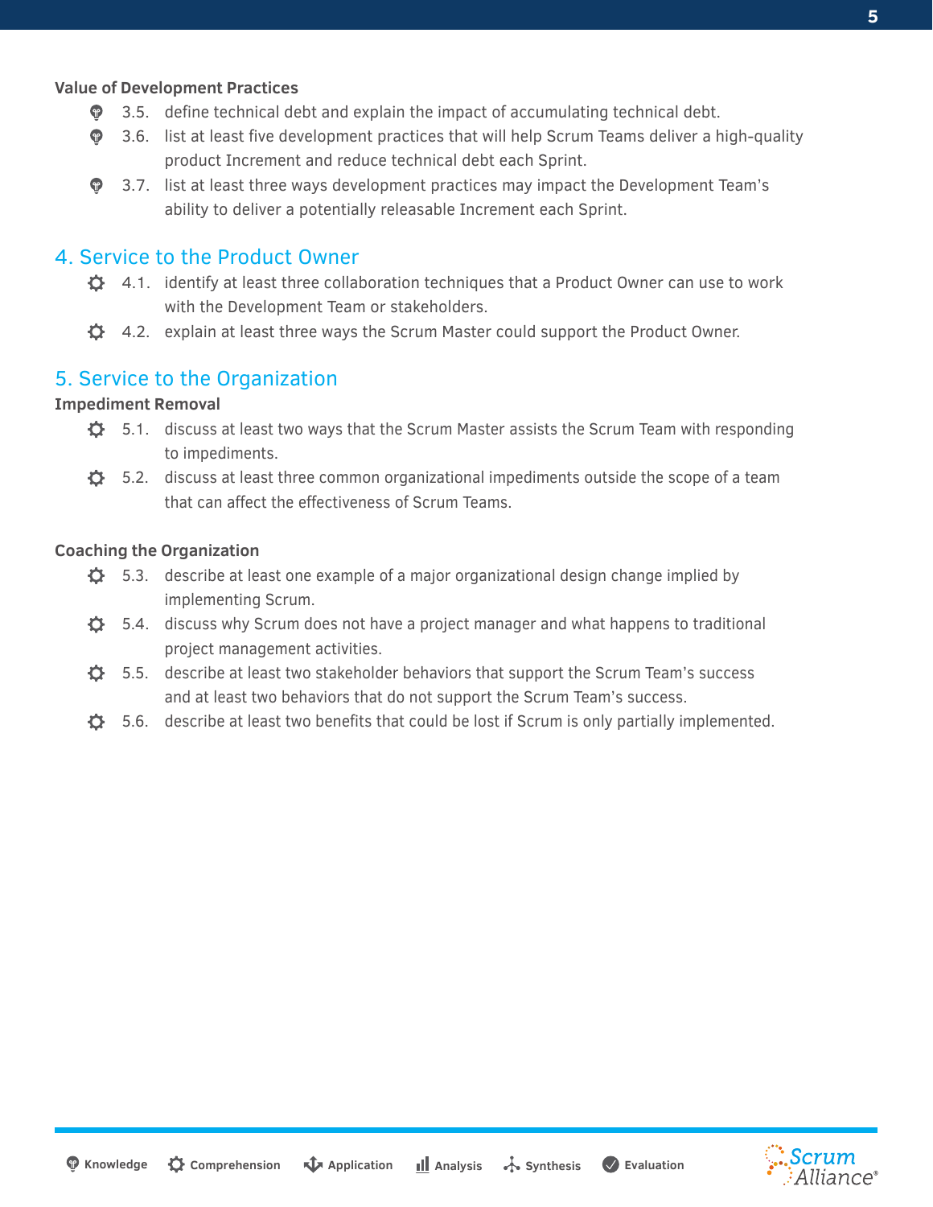**Value of Development Practices**

- 3.5. define technical debt and explain the impact of accumulating technical debt.
- 3.6. list at least five development practices that will help Scrum Teams deliver a high-quality product Increment and reduce technical debt each Sprint.
- 3.7. list at least three ways development practices may impact the Development Team's ability to deliver a potentially releasable Increment each Sprint.

## 4. Service to the Product Owner

- 4.1. identify at least three collaboration techniques that a Product Owner can use to work with the Development Team or stakeholders.
- 4.2. explain at least three ways the Scrum Master could support the Product Owner.

## 5. Service to the Organization

**Impediment Removal**

- 5.1. discuss at least two ways that the Scrum Master assists the Scrum Team with responding to impediments.
- 5.2. discuss at least three common organizational impediments outside the scope of a team that can affect the effectiveness of Scrum Teams.

**Coaching the Organization**

- 5.3. describe at least one example of a major organizational design change implied by implementing Scrum.
- 5.4. discuss why Scrum does not have a project manager and what happens to traditional project management activities.
- 5.5. describe at least two stakeholder behaviors that support the Scrum Team's success and at least two behaviors that do not support the Scrum Team's success.
- 5.6. describe at least two benefits that could be lost if Scrum is only partially implemented.

Knowledge | Comprehension | Application | Analysis | Synthesis | Evaluation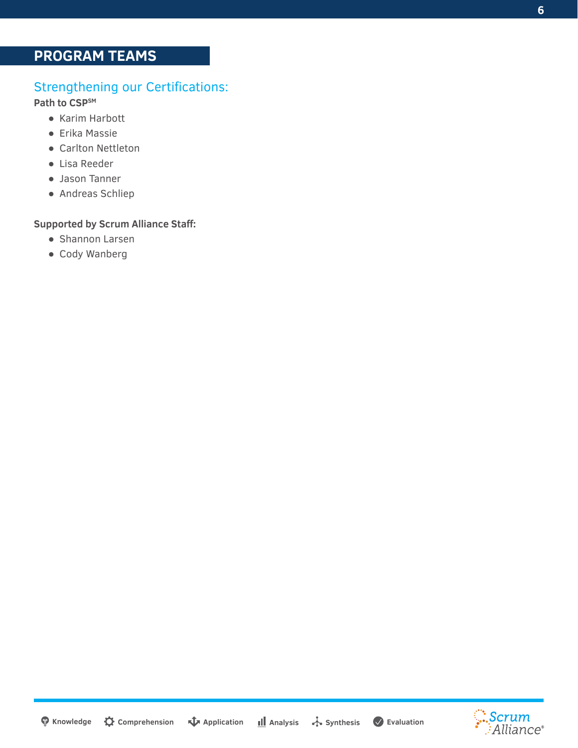## PROGRAM TEAMS

### Strengthening our Certifications:

**Path to CSP℠**

- Karim Harbott
- Erika Massie
- Carlton Nettleton
- Lisa Reeder
- Jason Tanner
- Andreas Schliep

**Supported by Scrum Alliance Staff:**

- Shannon Larsen
- Cody Wanberg